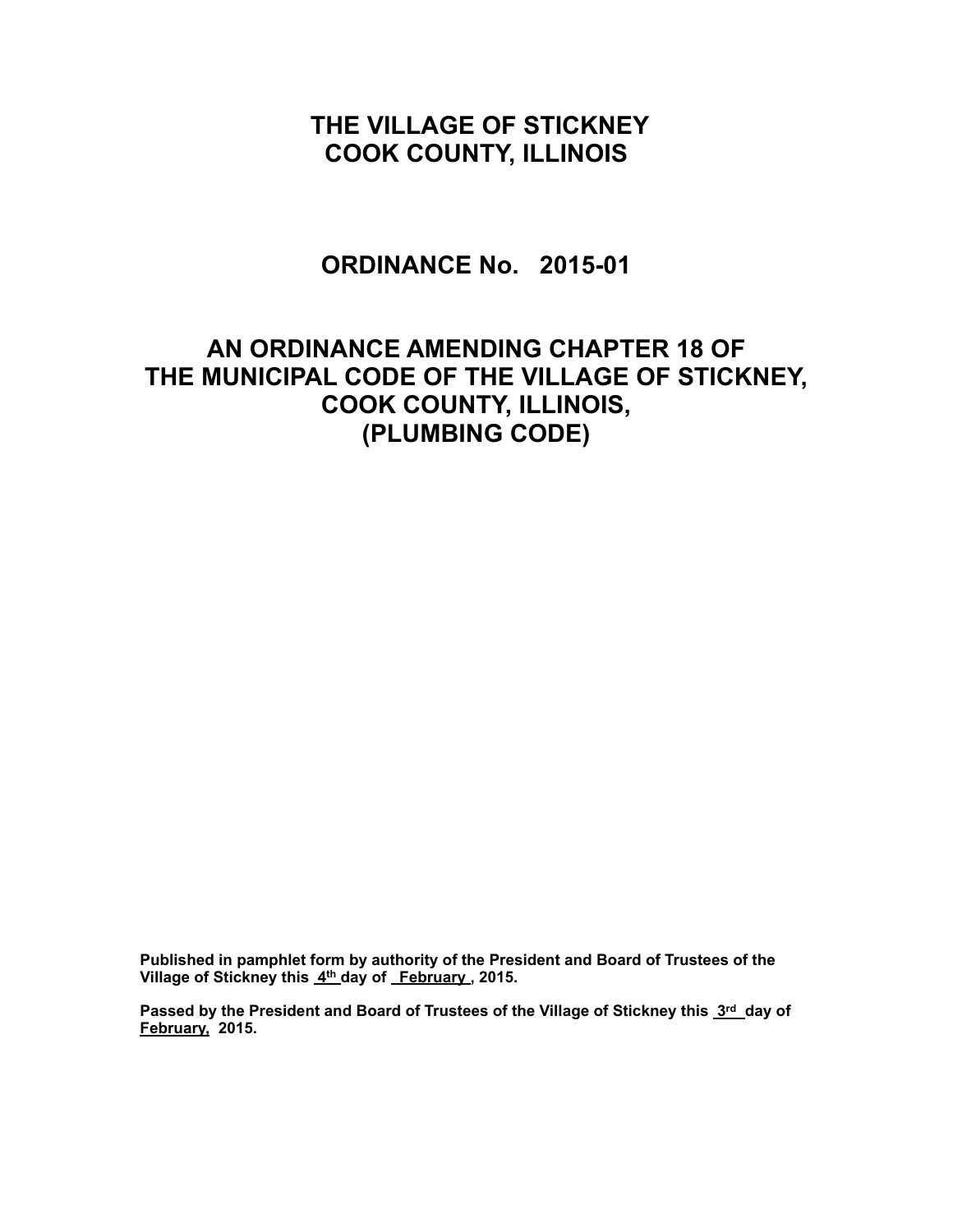# THE VILLAGE OF STICKNEY
# COOK COUNTY, ILLINOIS

## ORDINANCE No. 2015-01

## AN ORDINANCE AMENDING CHAPTER 18 OF THE MUNICIPAL CODE OF THE VILLAGE OF STICKNEY, COOK COUNTY, ILLINOIS, (PLUMBING CODE)

**Published in pamphlet form by authority of the President and Board of Trustees of the Village of Stickney this 4th day of February, 2015.**

**Passed by the President and Board of Trustees of the Village of Stickney this 3rd day of February, 2015.**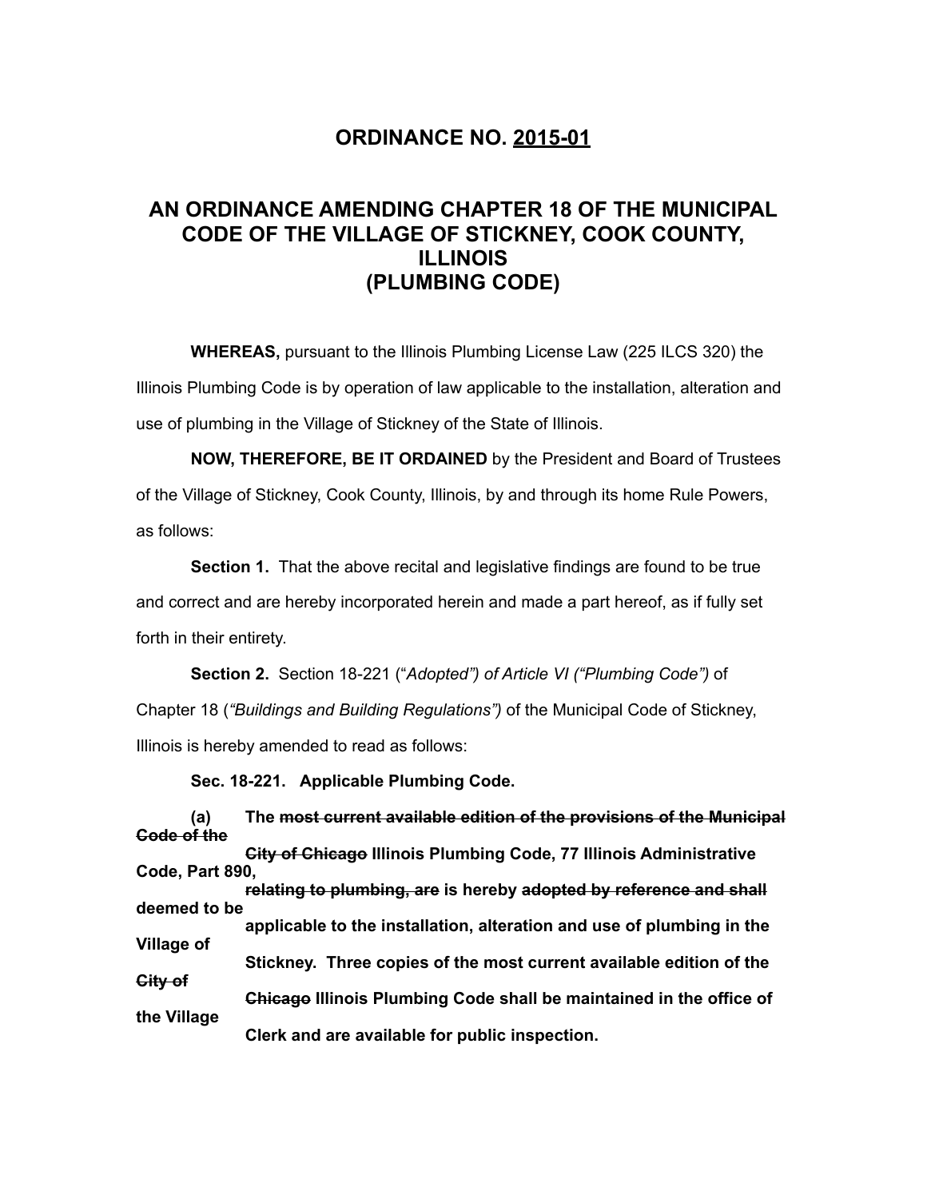# ORDINANCE NO. 2015-01

## AN ORDINANCE AMENDING CHAPTER 18 OF THE MUNICIPAL CODE OF THE VILLAGE OF STICKNEY, COOK COUNTY, ILLINOIS (PLUMBING CODE)

**WHEREAS,** pursuant to the Illinois Plumbing License Law (225 ILCS 320) the Illinois Plumbing Code is by operation of law applicable to the installation, alteration and use of plumbing in the Village of Stickney of the State of Illinois.

**NOW, THEREFORE, BE IT ORDAINED** by the President and Board of Trustees of the Village of Stickney, Cook County, Illinois, by and through its home Rule Powers, as follows:

**Section 1.** That the above recital and legislative findings are found to be true and correct and are hereby incorporated herein and made a part hereof, as if fully set forth in their entirety.

**Section 2.** Section 18-221 ("*Adopted") of Article VI ("Plumbing Code")* of Chapter 18 (*"Buildings and Building Regulations")* of the Municipal Code of Stickney, Illinois is hereby amended to read as follows:

**Sec. 18-221. Applicable Plumbing Code.**

**(a) The ~~most current available edition of the provisions of the Municipal Code of the City of Chicago~~ Illinois Plumbing Code, 77 Illinois Administrative Code, Part 890, ~~relating to plumbing, are~~ is hereby ~~adopted by reference and shall deemed to be~~ applicable to the installation, alteration and use of plumbing in the Village of Stickney. Three copies of the most current available edition of the ~~City of Chicago~~ Illinois Plumbing Code shall be maintained in the office of the Village Clerk and are available for public inspection.**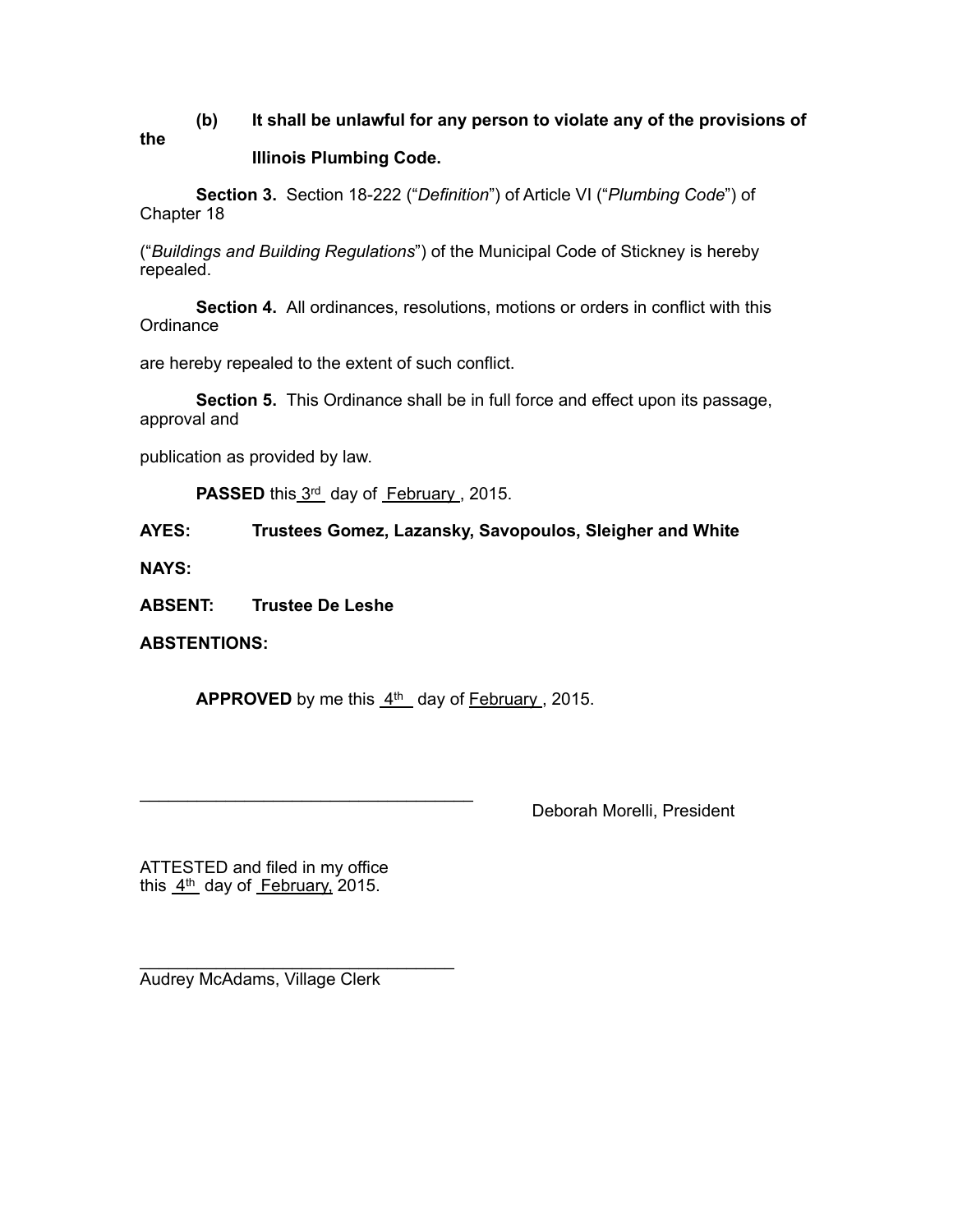**(b) It shall be unlawful for any person to violate any of the provisions of the Illinois Plumbing Code.**

**Section 3.** Section 18-222 ("*Definition*") of Article VI ("*Plumbing Code*") of Chapter 18 ("*Buildings and Building Regulations*") of the Municipal Code of Stickney is hereby repealed.

**Section 4.** All ordinances, resolutions, motions or orders in conflict with this Ordinance are hereby repealed to the extent of such conflict.

**Section 5.** This Ordinance shall be in full force and effect upon its passage, approval and publication as provided by law.

**PASSED** this 3rd day of February, 2015.

**AYES:** **Trustees Gomez, Lazansky, Savopoulos, Sleigher and White**

**NAYS:**

**ABSENT:** **Trustee De Leshe**

**ABSTENTIONS:**

**APPROVED** by me this 4th day of February, 2015.

\_\_\_\_\_\_\_\_\_\_\_\_\_\_\_\_\_\_\_\_\_\_\_\_\_\_\_\_\_\_\_\_\_\_\_\_

Deborah Morelli, President

ATTESTED and filed in my office
this 4th day of February, 2015.

\_\_\_\_\_\_\_\_\_\_\_\_\_\_\_\_\_\_\_\_\_\_\_\_\_\_\_\_\_\_\_\_\_\_\_\_

Audrey McAdams, Village Clerk